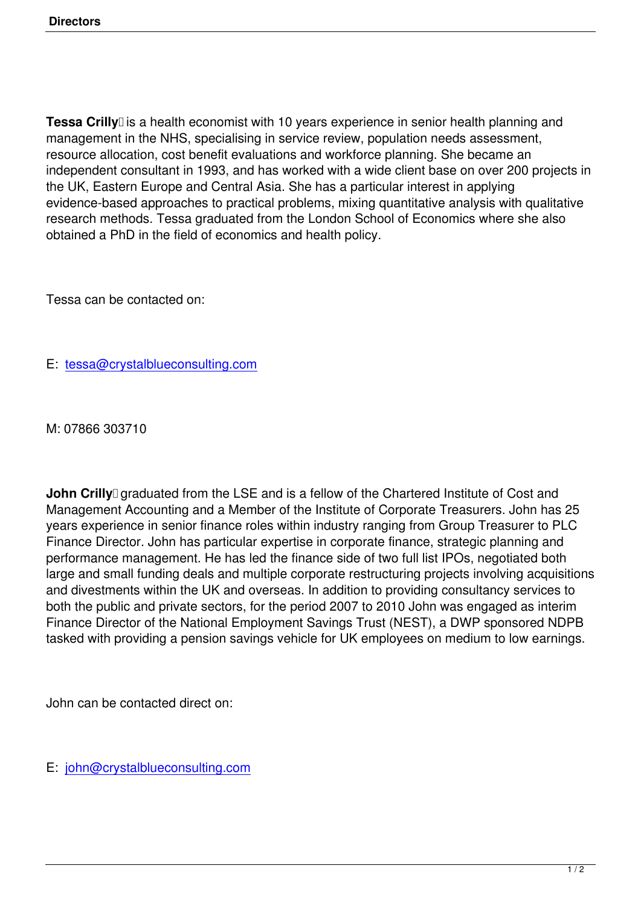**Tessa Crilly** is a health economist with 10 years experience in senior health planning and management in the NHS, specialising in service review, population needs assessment, resource allocation, cost benefit evaluations and workforce planning. She became an independent consultant in 1993, and has worked with a wide client base on over 200 projects in the UK, Eastern Europe and Central Asia. She has a particular interest in applying evidence-based approaches to practical problems, mixing quantitative analysis with qualitative research methods. Tessa graduated from the London School of Economics where she also obtained a PhD in the field of economics and health policy.

Tessa can be contacted on:

E: tessa@crystalblueconsulting.com

M: 07866 303710

**John Crilly** graduated from the LSE and is a fellow of the Chartered Institute of Cost and Management Accounting and a Member of the Institute of Corporate Treasurers. John has 25 years experience in senior finance roles within industry ranging from Group Treasurer to PLC Finance Director. John has particular expertise in corporate finance, strategic planning and performance management. He has led the finance side of two full list IPOs, negotiated both large and small funding deals and multiple corporate restructuring projects involving acquisitions and divestments within the UK and overseas. In addition to providing consultancy services to both the public and private sectors, for the period 2007 to 2010 John was engaged as interim Finance Director of the National Employment Savings Trust (NEST), a DWP sponsored NDPB tasked with providing a pension savings vehicle for UK employees on medium to low earnings.

John can be contacted direct on:

E: john@crystalblueconsulting.com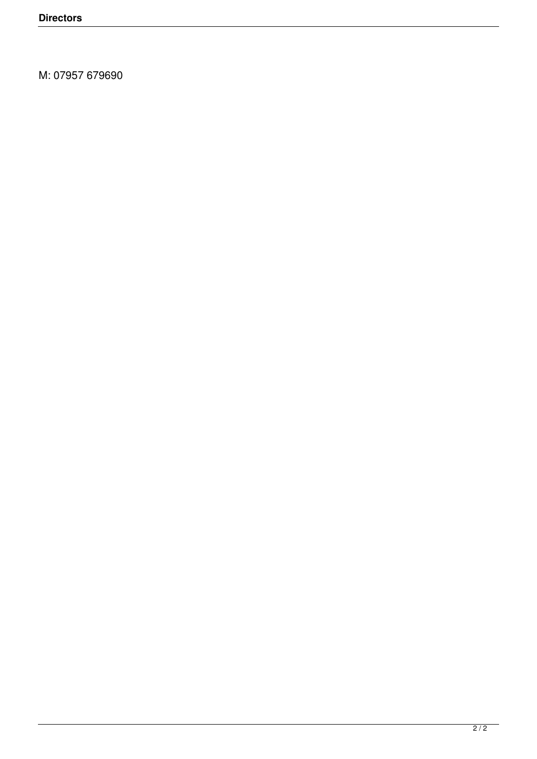M: 07957 679690